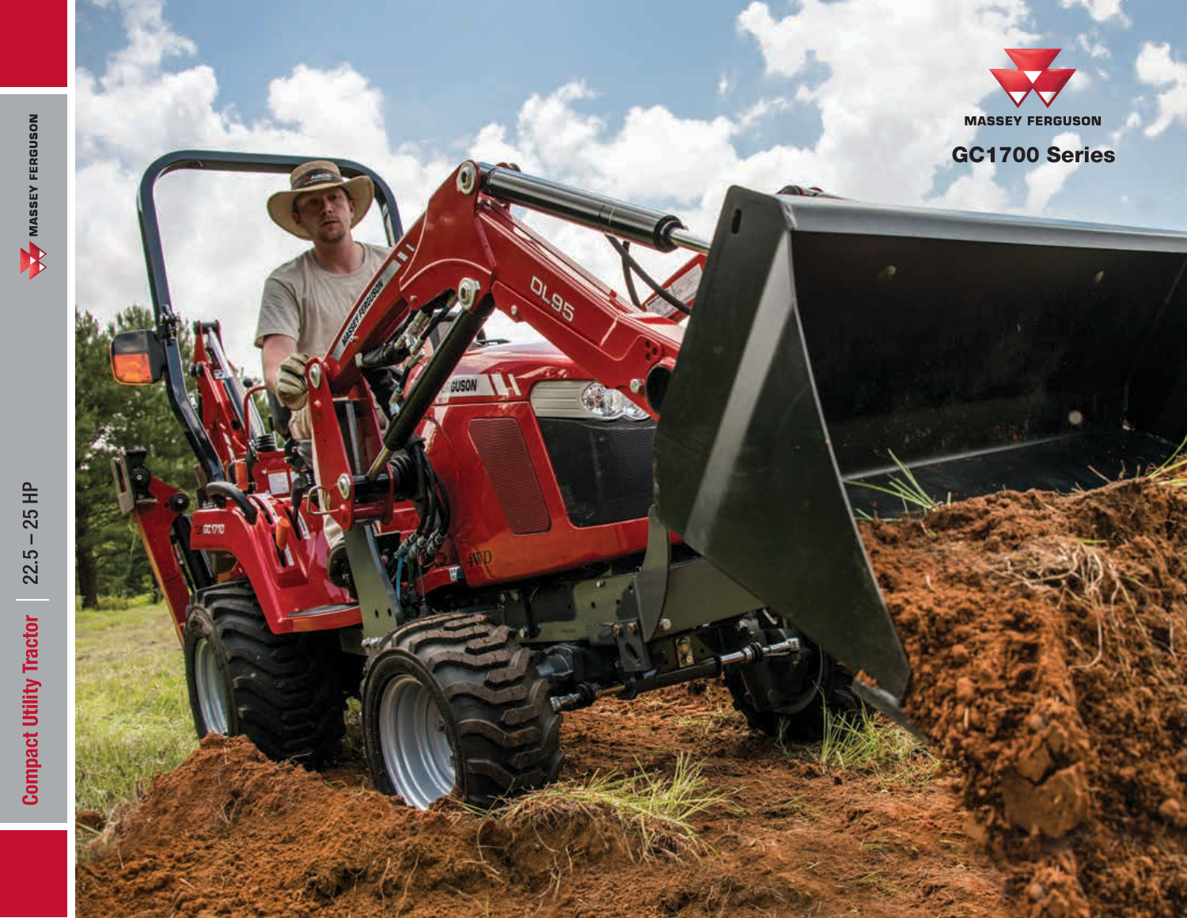# MASSEY FERGUSON

## GC1700 Series

Compact Utility Tractor | 22.5 – 25 HP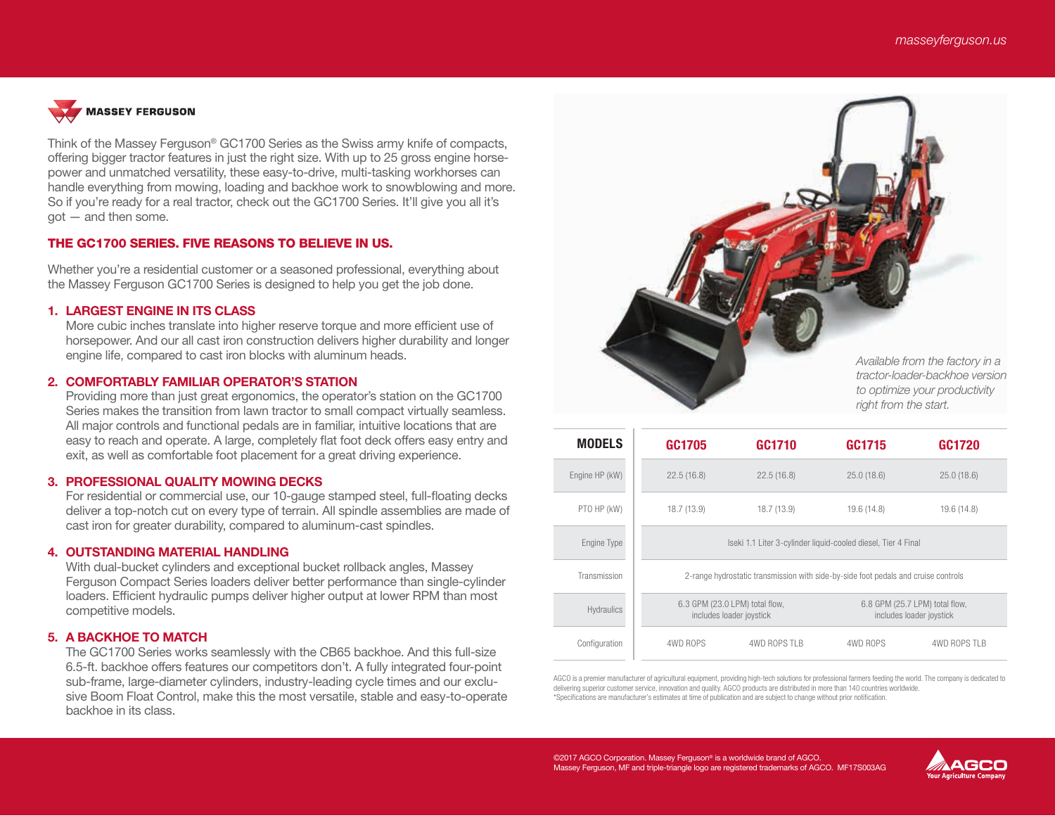masseyferguson.us

MASSEY FERGUSON

Think of the Massey Ferguson® GC1700 Series as the Swiss army knife of compacts, offering bigger tractor features in just the right size. With up to 25 gross engine horsepower and unmatched versatility, these easy-to-drive, multi-tasking workhorses can handle everything from mowing, loading and backhoe work to snowblowing and more. So if you're ready for a real tractor, check out the GC1700 Series. It'll give you all it's got — and then some.

## THE GC1700 SERIES. FIVE REASONS TO BELIEVE IN US.

Whether you're a residential customer or a seasoned professional, everything about the Massey Ferguson GC1700 Series is designed to help you get the job done.

### 1. LARGEST ENGINE IN ITS CLASS

More cubic inches translate into higher reserve torque and more efficient use of horsepower. And our all cast iron construction delivers higher durability and longer engine life, compared to cast iron blocks with aluminum heads.

### 2. COMFORTABLY FAMILIAR OPERATOR'S STATION

Providing more than just great ergonomics, the operator's station on the GC1700 Series makes the transition from lawn tractor to small compact virtually seamless. All major controls and functional pedals are in familiar, intuitive locations that are easy to reach and operate. A large, completely flat foot deck offers easy entry and exit, as well as comfortable foot placement for a great driving experience.

### 3. PROFESSIONAL QUALITY MOWING DECKS

For residential or commercial use, our 10-gauge stamped steel, full-floating decks deliver a top-notch cut on every type of terrain. All spindle assemblies are made of cast iron for greater durability, compared to aluminum-cast spindles.

### 4. OUTSTANDING MATERIAL HANDLING

With dual-bucket cylinders and exceptional bucket rollback angles, Massey Ferguson Compact Series loaders deliver better performance than single-cylinder loaders. Efficient hydraulic pumps deliver higher output at lower RPM than most competitive models.

### 5. A BACKHOE TO MATCH

The GC1700 Series works seamlessly with the CB65 backhoe. And this full-size 6.5-ft. backhoe offers features our competitors don't. A fully integrated four-point sub-frame, large-diameter cylinders, industry-leading cycle times and our exclusive Boom Float Control, make this the most versatile, stable and easy-to-operate backhoe in its class.

*Available from the factory in a tractor-loader-backhoe version to optimize your productivity right from the start.*

| MODELS | GC1705 | GC1710 | GC1715 | GC1720 |
|---|---|---|---|---|
| Engine HP (kW) | 22.5 (16.8) | 22.5 (16.8) | 25.0 (18.6) | 25.0 (18.6) |
| PTO HP (kW) | 18.7 (13.9) | 18.7 (13.9) | 19.6 (14.8) | 19.6 (14.8) |
| Engine Type | Iseki 1.1 Liter 3-cylinder liquid-cooled diesel, Tier 4 Final | | | |
| Transmission | 2-range hydrostatic transmission with side-by-side foot pedals and cruise controls | | | |
| Hydraulics | 6.3 GPM (23.0 LPM) total flow, includes loader joystick | | 6.8 GPM (25.7 LPM) total flow, includes loader joystick | |
| Configuration | 4WD ROPS | 4WD ROPS TLB | 4WD ROPS | 4WD ROPS TLB |

AGCO is a premier manufacturer of agricultural equipment, providing high-tech solutions for professional farmers feeding the world. The company is dedicated to delivering superior customer service, innovation and quality. AGCO products are distributed in more than 140 countries worldwide.
*Specifications are manufacturer's estimates at time of publication and are subject to change without prior notification.

©2017 AGCO Corporation. Massey Ferguson® is a worldwide brand of AGCO.
Massey Ferguson, MF and triple-triangle logo are registered trademarks of AGCO. MF17S003AG

AGCO Your Agriculture Company